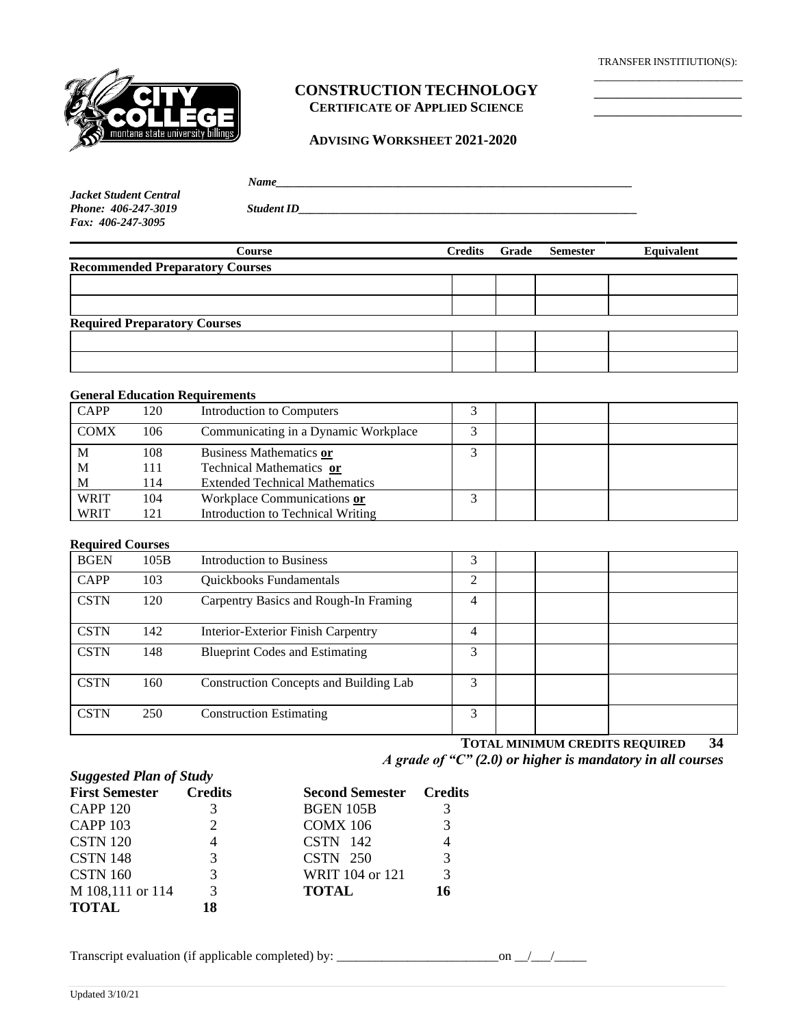TRANSFER INSTITIUTION(S):

\_\_\_\_\_\_\_\_\_\_\_\_\_\_\_\_\_\_\_\_\_\_\_\_

\_\_\_\_\_\_\_\_\_\_\_\_\_\_\_\_\_\_\_\_\_\_\_\_

\_\_\_\_\_\_\_\_\_\_\_\_\_\_\_\_\_\_\_\_\_\_\_\_

# CONSTRUCTION TECHNOLOGY

## CERTIFICATE OF APPLIED SCIENCE

### ADVISING WORKSHEET 2021-2020

*Name*\_\_\_\_\_\_\_\_\_\_\_\_\_\_\_\_\_\_\_\_\_\_\_\_\_\_\_\_\_\_\_\_\_\_\_\_\_\_\_\_\_\_\_\_\_\_\_\_\_\_\_\_\_\_\_\_

*Jacket Student Central*
*Phone: 406-247-3019*
*Fax: 406-247-3095*

*Student ID*\_\_\_\_\_\_\_\_\_\_\_\_\_\_\_\_\_\_\_\_\_\_\_\_\_\_\_\_\_\_\_\_\_\_\_\_\_\_\_\_\_\_\_\_\_\_\_\_\_\_\_\_\_\_

| Course | Credits | Grade | Semester | Equivalent |
|---|---|---|---|---|
| **Recommended Preparatory Courses** | | | | |
| | | | | |
| | | | | |
| **Required Preparatory Courses** | | | | |
| | | | | |
| | | | | |

**General Education Requirements**

| | | | Credits | Grade | Semester | Equivalent |
|---|---|---|---|---|---|---|
| CAPP | 120 | Introduction to Computers | 3 | | | |
| COMX | 106 | Communicating in a Dynamic Workplace | 3 | | | |
| M<br>M<br>M | 108<br>111<br>114 | Business Mathematics **or**<br>Technical Mathematics **or**<br>Extended Technical Mathematics | 3 | | | |
| WRIT<br>WRIT | 104<br>121 | Workplace Communications **or**<br>Introduction to Technical Writing | 3 | | | |

**Required Courses**

| | | | Credits | Grade | Semester | Equivalent |
|---|---|---|---|---|---|---|
| BGEN | 105B | Introduction to Business | 3 | | | |
| CAPP | 103 | Quickbooks Fundamentals | 2 | | | |
| CSTN | 120 | Carpentry Basics and Rough-In Framing | 4 | | | |
| CSTN | 142 | Interior-Exterior Finish Carpentry | 4 | | | |
| CSTN | 148 | Blueprint Codes and Estimating | 3 | | | |
| CSTN | 160 | Construction Concepts and Building Lab | 3 | | | |
| CSTN | 250 | Construction Estimating | 3 | | | |

**TOTAL MINIMUM CREDITS REQUIRED 34**

***A grade of "C" (2.0) or higher is mandatory in all courses***

***Suggested Plan of Study***

| First Semester | Credits | Second Semester | Credits |
|---|---|---|---|
| CAPP 120 | 3 | BGEN 105B | 3 |
| CAPP 103 | 2 | COMX 106 | 3 |
| CSTN 120 | 4 | CSTN 142 | 4 |
| CSTN 148 | 3 | CSTN 250 | 3 |
| CSTN 160 | 3 | WRIT 104 or 121 | 3 |
| M 108,111 or 114 | 3 | **TOTAL** | **16** |
| **TOTAL** | **18** | | |

Transcript evaluation (if applicable completed) by: \_\_\_\_\_\_\_\_\_\_\_\_\_\_\_\_\_\_\_\_\_\_\_\_\_on \_\_/\_\_\_/\_\_\_\_\_

Updated 3/10/21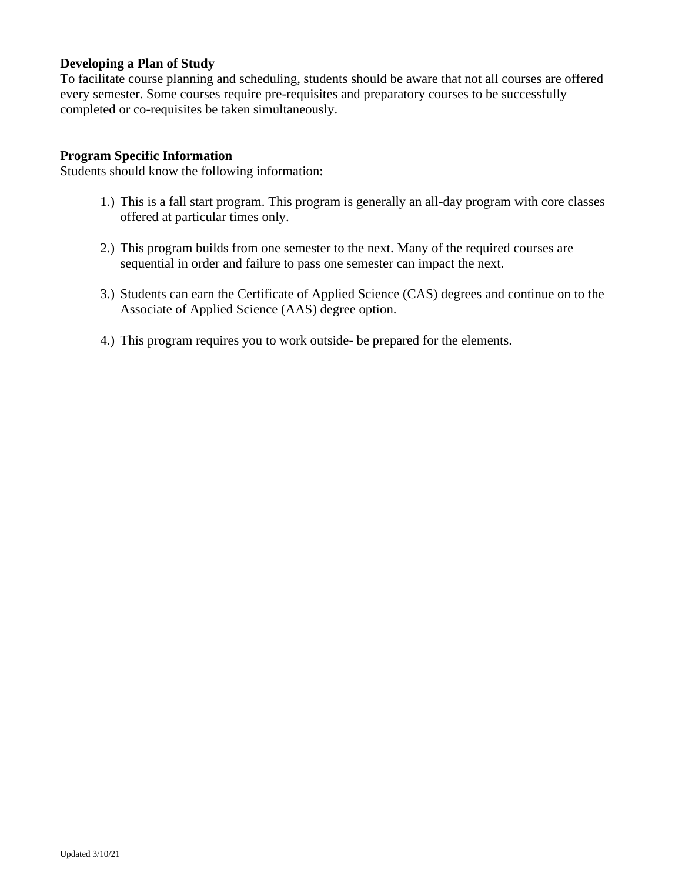**Developing a Plan of Study**

To facilitate course planning and scheduling, students should be aware that not all courses are offered every semester. Some courses require pre-requisites and preparatory courses to be successfully completed or co-requisites be taken simultaneously.

**Program Specific Information**

Students should know the following information:

1.) This is a fall start program. This program is generally an all-day program with core classes offered at particular times only.

2.) This program builds from one semester to the next. Many of the required courses are sequential in order and failure to pass one semester can impact the next.

3.) Students can earn the Certificate of Applied Science (CAS) degrees and continue on to the Associate of Applied Science (AAS) degree option.

4.) This program requires you to work outside- be prepared for the elements.

Updated 3/10/21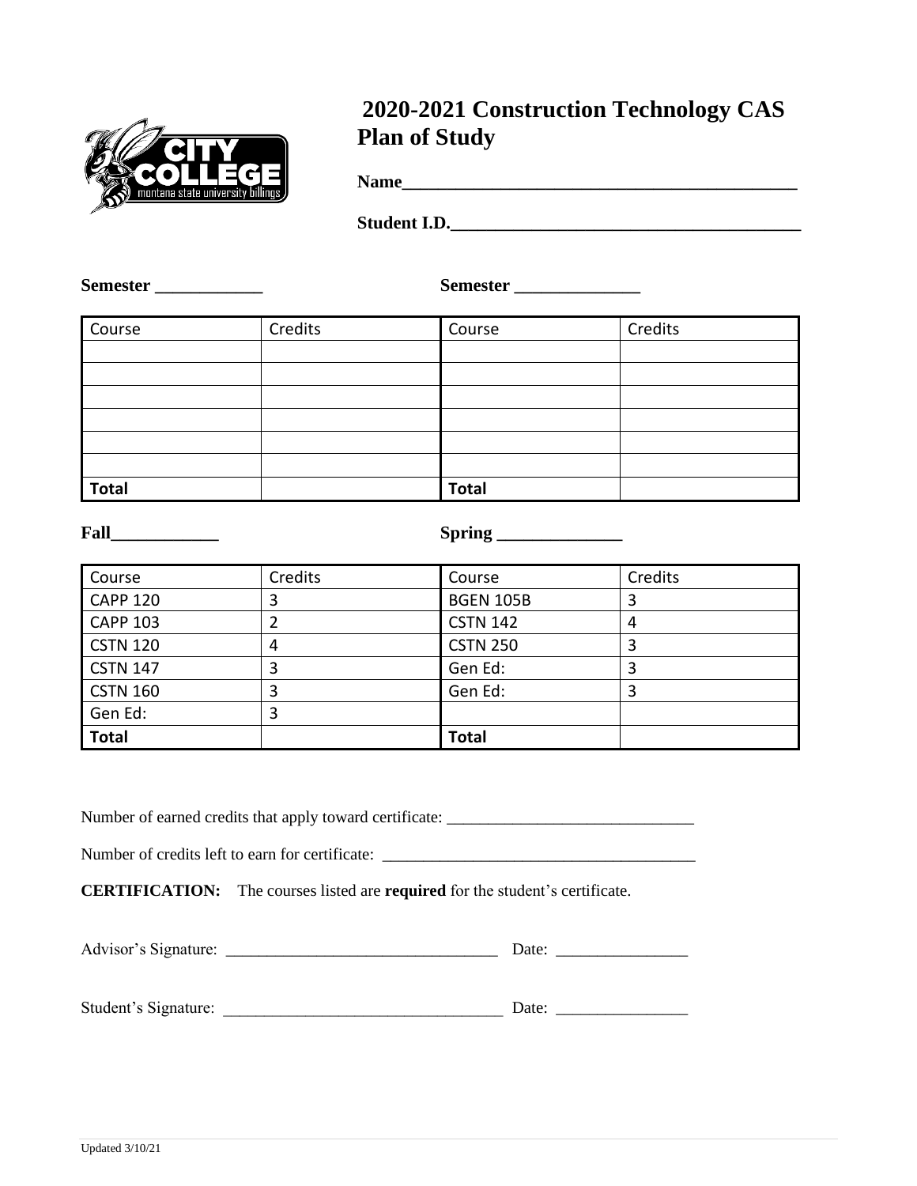# 2020-2021 Construction Technology CAS Plan of Study

**Name**\_\_\_\_\_\_\_\_\_\_\_\_\_\_\_\_\_\_\_\_\_\_\_\_\_\_\_\_\_\_\_\_\_\_\_\_\_\_\_\_\_\_\_\_

**Student I.D.**\_\_\_\_\_\_\_\_\_\_\_\_\_\_\_\_\_\_\_\_\_\_\_\_\_\_\_\_\_\_\_\_\_\_\_\_\_\_\_

**Semester** \_\_\_\_\_\_\_\_\_\_\_\_ **Semester** \_\_\_\_\_\_\_\_\_\_\_\_\_\_

| Course | Credits | Course | Credits |
|---|---|---|---|
| | | | |
| | | | |
| | | | |
| | | | |
| | | | |
| | | | |
| **Total** | | **Total** | |

**Fall**\_\_\_\_\_\_\_\_\_\_\_\_ **Spring** \_\_\_\_\_\_\_\_\_\_\_\_\_\_

| Course | Credits | Course | Credits |
|---|---|---|---|
| CAPP 120 | 3 | BGEN 105B | 3 |
| CAPP 103 | 2 | CSTN 142 | 4 |
| CSTN 120 | 4 | CSTN 250 | 3 |
| CSTN 147 | 3 | Gen Ed: | 3 |
| CSTN 160 | 3 | Gen Ed: | 3 |
| Gen Ed: | 3 | | |
| **Total** | | **Total** | |

Number of earned credits that apply toward certificate: \_\_\_\_\_\_\_\_\_\_\_\_\_\_\_\_\_\_\_\_\_\_\_\_\_\_\_\_\_\_

Number of credits left to earn for certificate: \_\_\_\_\_\_\_\_\_\_\_\_\_\_\_\_\_\_\_\_\_\_\_\_\_\_\_\_\_\_\_\_\_\_\_\_\_\_

**CERTIFICATION:** The courses listed are **required** for the student's certificate.

Advisor's Signature: \_\_\_\_\_\_\_\_\_\_\_\_\_\_\_\_\_\_\_\_\_\_\_\_\_\_\_\_\_\_\_\_\_ Date: \_\_\_\_\_\_\_\_\_\_\_\_\_\_\_\_

Student's Signature: \_\_\_\_\_\_\_\_\_\_\_\_\_\_\_\_\_\_\_\_\_\_\_\_\_\_\_\_\_\_\_\_\_\_ Date: \_\_\_\_\_\_\_\_\_\_\_\_\_\_\_\_

Updated 3/10/21